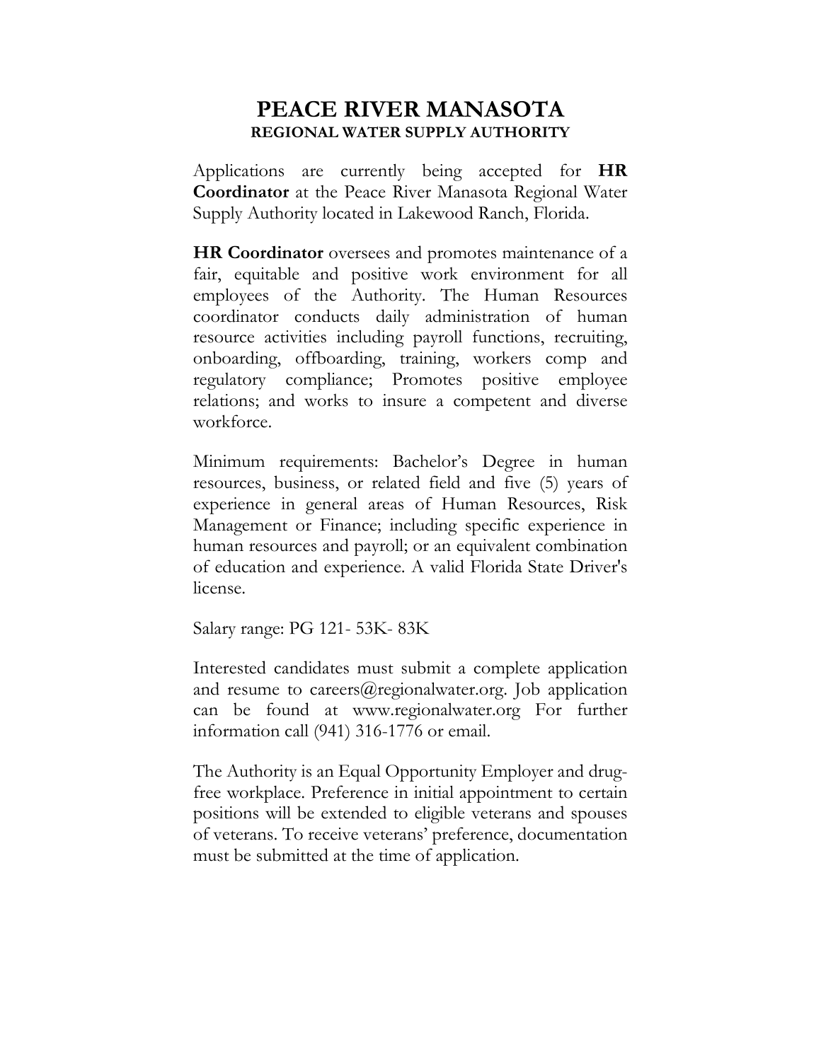# PEACE RIVER MANASOTA

## REGIONAL WATER SUPPLY AUTHORITY

Applications are currently being accepted for **HR Coordinator** at the Peace River Manasota Regional Water Supply Authority located in Lakewood Ranch, Florida.

**HR Coordinator** oversees and promotes maintenance of a fair, equitable and positive work environment for all employees of the Authority. The Human Resources coordinator conducts daily administration of human resource activities including payroll functions, recruiting, onboarding, offboarding, training, workers comp and regulatory compliance; Promotes positive employee relations; and works to insure a competent and diverse workforce.

Minimum requirements: Bachelor's Degree in human resources, business, or related field and five (5) years of experience in general areas of Human Resources, Risk Management or Finance; including specific experience in human resources and payroll; or an equivalent combination of education and experience. A valid Florida State Driver's license.

Salary range: PG 121- 53K- 83K

Interested candidates must submit a complete application and resume to careers@regionalwater.org. Job application can be found at www.regionalwater.org For further information call (941) 316-1776 or email.

The Authority is an Equal Opportunity Employer and drug-free workplace. Preference in initial appointment to certain positions will be extended to eligible veterans and spouses of veterans. To receive veterans' preference, documentation must be submitted at the time of application.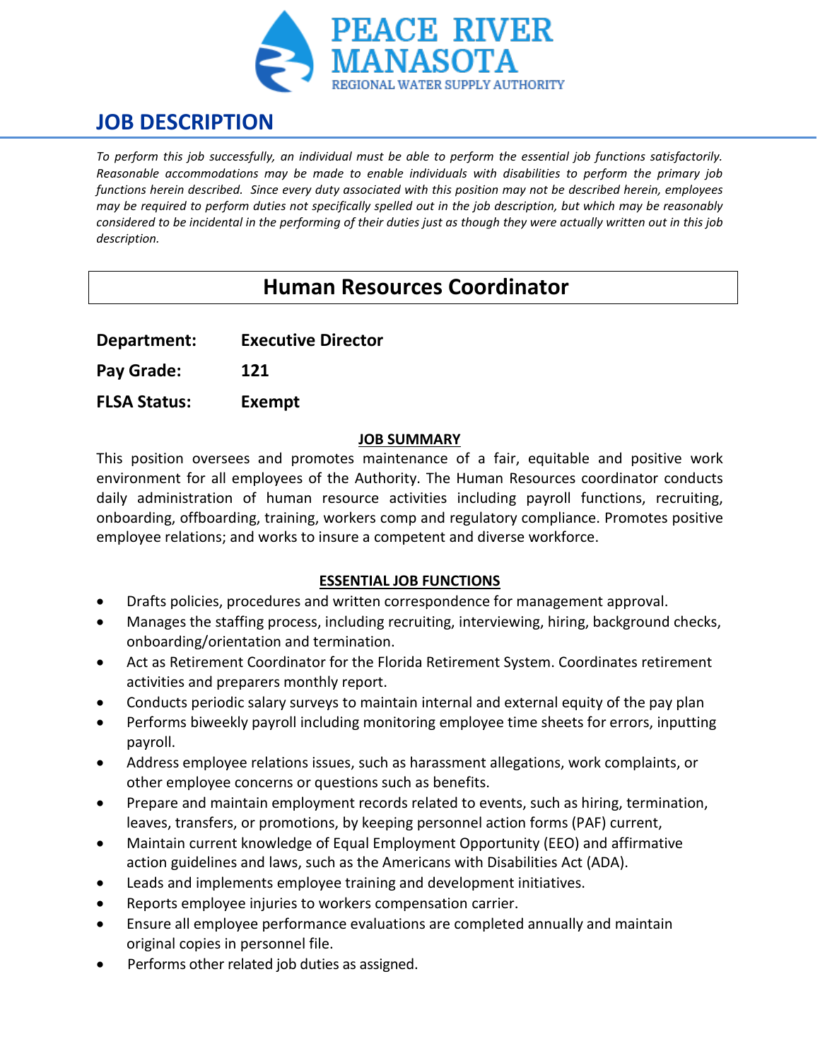PEACE RIVER MANASOTA
REGIONAL WATER SUPPLY AUTHORITY

# JOB DESCRIPTION

*To perform this job successfully, an individual must be able to perform the essential job functions satisfactorily. Reasonable accommodations may be made to enable individuals with disabilities to perform the primary job functions herein described. Since every duty associated with this position may not be described herein, employees may be required to perform duties not specifically spelled out in the job description, but which may be reasonably considered to be incidental in the performing of their duties just as though they were actually written out in this job description.*

## Human Resources Coordinator

**Department:** **Executive Director**

**Pay Grade:** **121**

**FLSA Status:** **Exempt**

### JOB SUMMARY

This position oversees and promotes maintenance of a fair, equitable and positive work environment for all employees of the Authority. The Human Resources coordinator conducts daily administration of human resource activities including payroll functions, recruiting, onboarding, offboarding, training, workers comp and regulatory compliance. Promotes positive employee relations; and works to insure a competent and diverse workforce.

### ESSENTIAL JOB FUNCTIONS

- Drafts policies, procedures and written correspondence for management approval.
- Manages the staffing process, including recruiting, interviewing, hiring, background checks, onboarding/orientation and termination.
- Act as Retirement Coordinator for the Florida Retirement System. Coordinates retirement activities and preparers monthly report.
- Conducts periodic salary surveys to maintain internal and external equity of the pay plan
- Performs biweekly payroll including monitoring employee time sheets for errors, inputting payroll.
- Address employee relations issues, such as harassment allegations, work complaints, or other employee concerns or questions such as benefits.
- Prepare and maintain employment records related to events, such as hiring, termination, leaves, transfers, or promotions, by keeping personnel action forms (PAF) current,
- Maintain current knowledge of Equal Employment Opportunity (EEO) and affirmative action guidelines and laws, such as the Americans with Disabilities Act (ADA).
- Leads and implements employee training and development initiatives.
- Reports employee injuries to workers compensation carrier.
- Ensure all employee performance evaluations are completed annually and maintain original copies in personnel file.
- Performs other related job duties as assigned.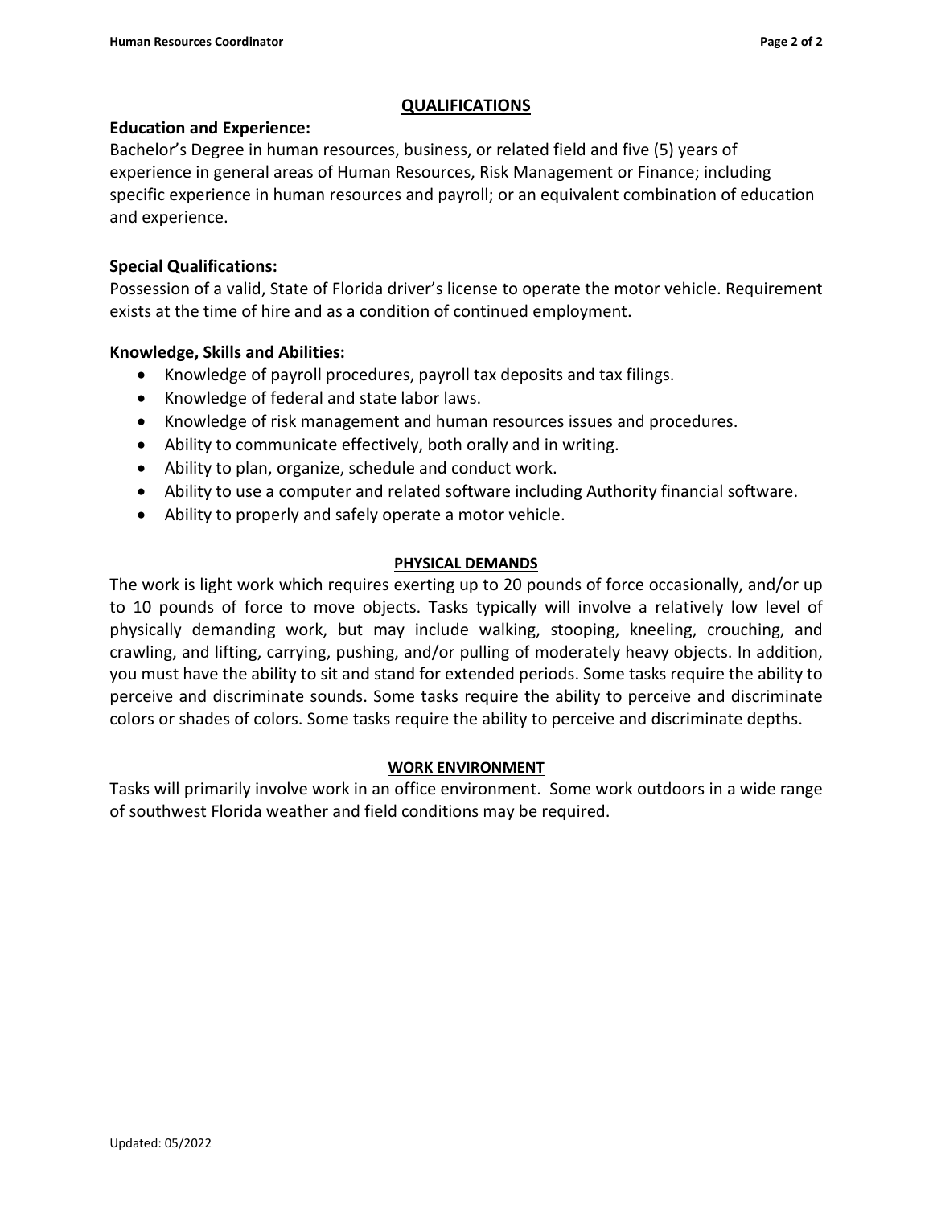## QUALIFICATIONS

### Education and Experience:

Bachelor's Degree in human resources, business, or related field and five (5) years of experience in general areas of Human Resources, Risk Management or Finance; including specific experience in human resources and payroll; or an equivalent combination of education and experience.

### Special Qualifications:

Possession of a valid, State of Florida driver's license to operate the motor vehicle. Requirement exists at the time of hire and as a condition of continued employment.

### Knowledge, Skills and Abilities:

- Knowledge of payroll procedures, payroll tax deposits and tax filings.
- Knowledge of federal and state labor laws.
- Knowledge of risk management and human resources issues and procedures.
- Ability to communicate effectively, both orally and in writing.
- Ability to plan, organize, schedule and conduct work.
- Ability to use a computer and related software including Authority financial software.
- Ability to properly and safely operate a motor vehicle.

## PHYSICAL DEMANDS

The work is light work which requires exerting up to 20 pounds of force occasionally, and/or up to 10 pounds of force to move objects. Tasks typically will involve a relatively low level of physically demanding work, but may include walking, stooping, kneeling, crouching, and crawling, and lifting, carrying, pushing, and/or pulling of moderately heavy objects. In addition, you must have the ability to sit and stand for extended periods. Some tasks require the ability to perceive and discriminate sounds. Some tasks require the ability to perceive and discriminate colors or shades of colors. Some tasks require the ability to perceive and discriminate depths.

## WORK ENVIRONMENT

Tasks will primarily involve work in an office environment. Some work outdoors in a wide range of southwest Florida weather and field conditions may be required.

Updated: 05/2022